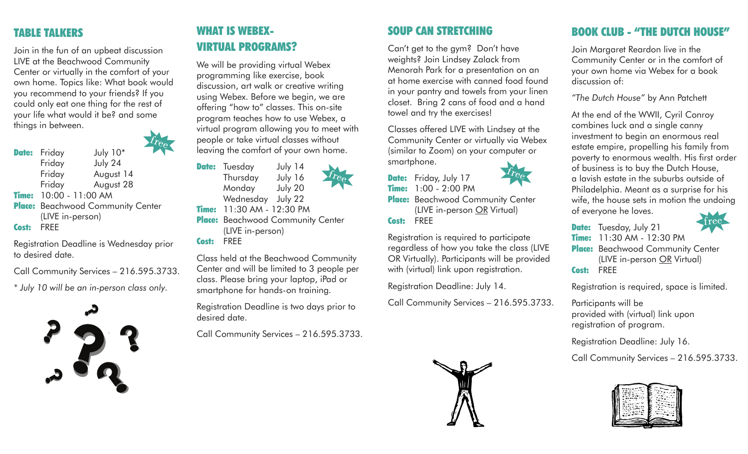## TABLE TALKERS

Join in the fun of an upbeat discussion LIVE at the Beachwood Community Center or virtually in the comfort of your own home. Topics like: What book would you recommend to your friends? If you could only eat one thing for the rest of your life what would it be? and some things in between.

free

**Date:** Friday July 10*
Friday July 24
Friday August 14
Friday August 28
**Time:** 10:00 - 11:00 AM
**Place:** Beachwood Community Center (LIVE in-person)
**Cost:** FREE

Registration Deadline is Wednesday prior to desired date.

Call Community Services – 216.595.3733.

*\* July 10 will be an in-person class only.*

## WHAT IS WEBEX-VIRTUAL PROGRAMS?

We will be providing virtual Webex programming like exercise, book discussion, art walk or creative writing using Webex. Before we begin, we are offering "how to" classes. This on-site program teaches how to use Webex, a virtual program allowing you to meet with people or take virtual classes without leaving the comfort of your own home.

free

**Date:** Tuesday July 14
Thursday July 16
Monday July 20
Wednesday July 22
**Time:** 11:30 AM - 12:30 PM
**Place:** Beachwood Community Center (LIVE in-person)
**Cost:** FREE

Class held at the Beachwood Community Center and will be limited to 3 people per class. Please bring your laptop, iPad or smartphone for hands-on training.

Registration Deadline is two days prior to desired date.

Call Community Services – 216.595.3733.

## SOUP CAN STRETCHING

Can't get to the gym? Don't have weights? Join Lindsey Zalack from Menorah Park for a presentation on an at home exercise with canned food found in your pantry and towels from your linen closet. Bring 2 cans of food and a hand towel and try the exercises!

Classes offered LIVE with Lindsey at the Community Center or virtually via Webex (similar to Zoom) on your computer or smartphone.

free

**Date:** Friday, July 17
**Time:** 1:00 - 2:00 PM
**Place:** Beachwood Community Center (LIVE in-person OR Virtual)
**Cost:** FREE

Registration is required to participate regardless of how you take the class (LIVE OR Virtually). Participants will be provided with (virtual) link upon registration.

Registration Deadline: July 14.

Call Community Services – 216.595.3733.

## BOOK CLUB - "THE DUTCH HOUSE"

Join Margaret Reardon live in the Community Center or in the comfort of your own home via Webex for a book discussion of:

*"The Dutch House"* by Ann Patchett

At the end of the WWII, Cyril Conroy combines luck and a single canny investment to begin an enormous real estate empire, propelling his family from poverty to enormous wealth. His first order of business is to buy the Dutch House, a lavish estate in the suburbs outside of Philadelphia. Meant as a surprise for his wife, the house sets in motion the undoing of everyone he loves.

free

**Date:** Tuesday, July 21
**Time:** 11:30 AM - 12:30 PM
**Place:** Beachwood Community Center (LIVE in-person OR Virtual)
**Cost:** FREE

Registration is required, space is limited.

Participants will be provided with (virtual) link upon registration of program.

Registration Deadline: July 16.

Call Community Services – 216.595.3733.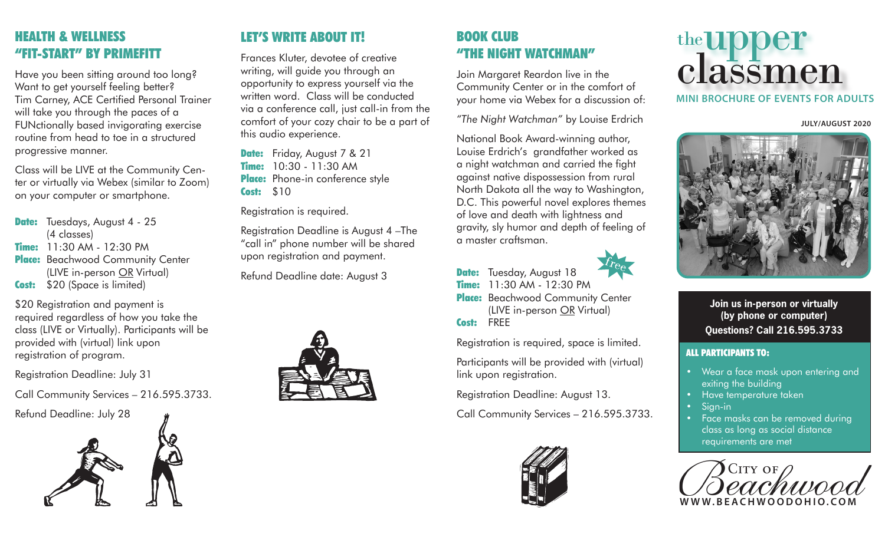## HEALTH & WELLNESS "FIT-START" BY PRIMEFITT

Have you been sitting around too long? Want to get yourself feeling better? Tim Carney, ACE Certified Personal Trainer will take you through the paces of a FUNctionally based invigorating exercise routine from head to toe in a structured progressive manner.

Class will be LIVE at the Community Center or virtually via Webex (similar to Zoom) on your computer or smartphone.

**Date:** Tuesdays, August 4 - 25 (4 classes)
**Time:** 11:30 AM - 12:30 PM
**Place:** Beachwood Community Center (LIVE in-person OR Virtual)
**Cost:** $20 (Space is limited)

$20 Registration and payment is required regardless of how you take the class (LIVE or Virtually). Participants will be provided with (virtual) link upon registration of program.

Registration Deadline: July 31

Call Community Services – 216.595.3733.

Refund Deadline: July 28

## LET'S WRITE ABOUT IT!

Frances Kluter, devotee of creative writing, will guide you through an opportunity to express yourself via the written word. Class will be conducted via a conference call, just call-in from the comfort of your cozy chair to be a part of this audio experience.

**Date:** Friday, August 7 & 21
**Time:** 10:30 - 11:30 AM
**Place:** Phone-in conference style
**Cost:** $10

Registration is required.

Registration Deadline is August 4 –The "call in" phone number will be shared upon registration and payment.

Refund Deadline date: August 3

## BOOK CLUB "THE NIGHT WATCHMAN"

Join Margaret Reardon live in the Community Center or in the comfort of your home via Webex for a discussion of:

*"The Night Watchman"* by Louise Erdrich

National Book Award-winning author, Louise Erdrich's grandfather worked as a night watchman and carried the fight against native dispossession from rural North Dakota all the way to Washington, D.C. This powerful novel explores themes of love and death with lightness and gravity, sly humor and depth of feeling of a master craftsman.

free

**Date:** Tuesday, August 18
**Time:** 11:30 AM - 12:30 PM
**Place:** Beachwood Community Center (LIVE in-person OR Virtual)
**Cost:** FREE

Registration is required, space is limited.

Participants will be provided with (virtual) link upon registration.

Registration Deadline: August 13.

Call Community Services – 216.595.3733.

# the upper classmen

MINI BROCHURE OF EVENTS FOR ADULTS

JULY/AUGUST 2020

**Join us in-person or virtually (by phone or computer)**
**Questions? Call 216.595.3733**

### ALL PARTICIPANTS TO:

- Wear a face mask upon entering and exiting the building
- Have temperature taken
- Sign-in
- Face masks can be removed during class as long as social distance requirements are met

City of Beachwood
WWW.BEACHWOODOHIO.COM